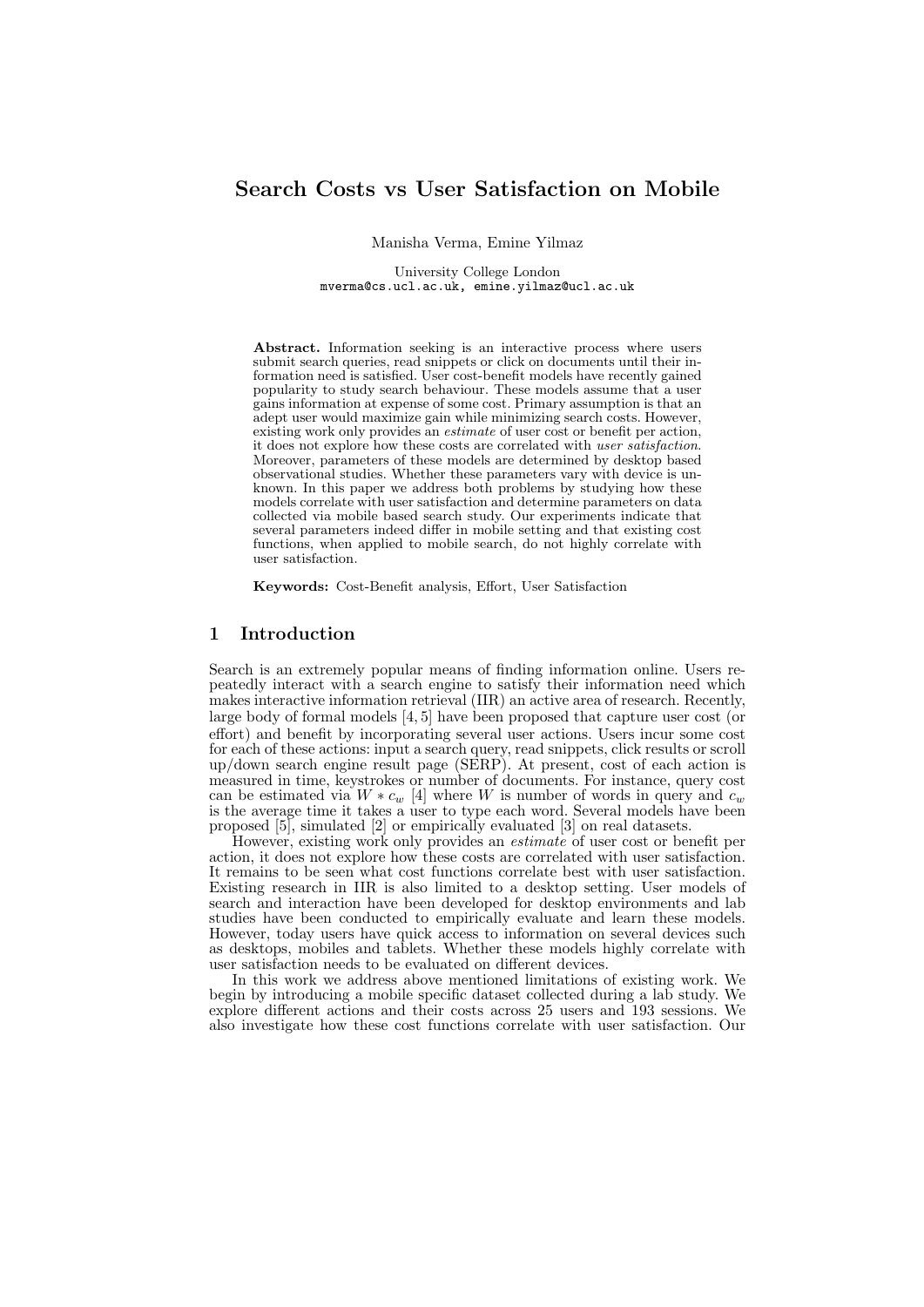# Search Costs vs User Satisfaction on Mobile

Manisha Verma, Emine Yilmaz

University College London
mverma@cs.ucl.ac.uk, emine.yilmaz@ucl.ac.uk

**Abstract.** Information seeking is an interactive process where users submit search queries, read snippets or click on documents until their information need is satisfied. User cost-benefit models have recently gained popularity to study search behaviour. These models assume that a user gains information at expense of some cost. Primary assumption is that an adept user would maximize gain while minimizing search costs. However, existing work only provides an *estimate* of user cost or benefit per action, it does not explore how these costs are correlated with *user satisfaction*. Moreover, parameters of these models are determined by desktop based observational studies. Whether these parameters vary with device is unknown. In this paper we address both problems by studying how these models correlate with user satisfaction and determine parameters on data collected via mobile based search study. Our experiments indicate that several parameters indeed differ in mobile setting and that existing cost functions, when applied to mobile search, do not highly correlate with user satisfaction.

**Keywords:** Cost-Benefit analysis, Effort, User Satisfaction

## 1 Introduction

Search is an extremely popular means of finding information online. Users repeatedly interact with a search engine to satisfy their information need which makes interactive information retrieval (IIR) an active area of research. Recently, large body of formal models [4, 5] have been proposed that capture user cost (or effort) and benefit by incorporating several user actions. Users incur some cost for each of these actions: input a search query, read snippets, click results or scroll up/down search engine result page (SERP). At present, cost of each action is measured in time, keystrokes or number of documents. For instance, query cost can be estimated via $W * c_w$ [4] where $W$ is number of words in query and $c_w$ is the average time it takes a user to type each word. Several models have been proposed [5], simulated [2] or empirically evaluated [3] on real datasets.

However, existing work only provides an *estimate* of user cost or benefit per action, it does not explore how these costs are correlated with user satisfaction. It remains to be seen what cost functions correlate best with user satisfaction. Existing research in IIR is also limited to a desktop setting. User models of search and interaction have been developed for desktop environments and lab studies have been conducted to empirically evaluate and learn these models. However, today users have quick access to information on several devices such as desktops, mobiles and tablets. Whether these models highly correlate with user satisfaction needs to be evaluated on different devices.

In this work we address above mentioned limitations of existing work. We begin by introducing a mobile specific dataset collected during a lab study. We explore different actions and their costs across 25 users and 193 sessions. We also investigate how these cost functions correlate with user satisfaction. Our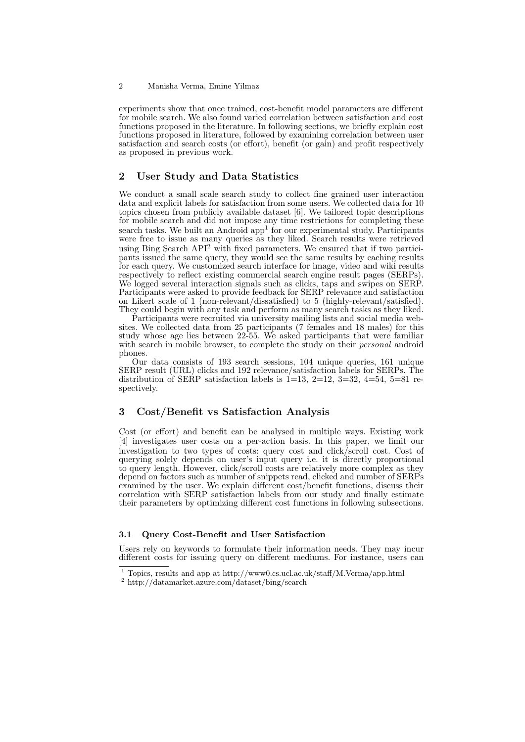experiments show that once trained, cost-benefit model parameters are different for mobile search. We also found varied correlation between satisfaction and cost functions proposed in the literature. In following sections, we briefly explain cost functions proposed in literature, followed by examining correlation between user satisfaction and search costs (or effort), benefit (or gain) and profit respectively as proposed in previous work.

## 2 User Study and Data Statistics

We conduct a small scale search study to collect fine grained user interaction data and explicit labels for satisfaction from some users. We collected data for 10 topics chosen from publicly available dataset [6]. We tailored topic descriptions for mobile search and did not impose any time restrictions for completing these search tasks. We built an Android app[1] for our experimental study. Participants were free to issue as many queries as they liked. Search results were retrieved using Bing Search API[2] with fixed parameters. We ensured that if two participants issued the same query, they would see the same results by caching results for each query. We customized search interface for image, video and wiki results respectively to reflect existing commercial search engine result pages (SERPs). We logged several interaction signals such as clicks, taps and swipes on SERP. Participants were asked to provide feedback for SERP relevance and satisfaction on Likert scale of 1 (non-relevant/dissatisfied) to 5 (highly-relevant/satisfied). They could begin with any task and perform as many search tasks as they liked.

Participants were recruited via university mailing lists and social media websites. We collected data from 25 participants (7 females and 18 males) for this study whose age lies between 22-55. We asked participants that were familiar with search in mobile browser, to complete the study on their *personal* android phones.

Our data consists of 193 search sessions, 104 unique queries, 161 unique SERP result (URL) clicks and 192 relevance/satisfaction labels for SERPs. The distribution of SERP satisfaction labels is 1=13, 2=12, 3=32, 4=54, 5=81 respectively.

## 3 Cost/Benefit vs Satisfaction Analysis

Cost (or effort) and benefit can be analysed in multiple ways. Existing work [4] investigates user costs on a per-action basis. In this paper, we limit our investigation to two types of costs: query cost and click/scroll cost. Cost of querying solely depends on user's input query i.e. it is directly proportional to query length. However, click/scroll costs are relatively more complex as they depend on factors such as number of snippets read, clicked and number of SERPs examined by the user. We explain different cost/benefit functions, discuss their correlation with SERP satisfaction labels from our study and finally estimate their parameters by optimizing different cost functions in following subsections.

### 3.1 Query Cost-Benefit and User Satisfaction

Users rely on keywords to formulate their information needs. They may incur different costs for issuing query on different mediums. For instance, users can

[1] Topics, results and app at http://www0.cs.ucl.ac.uk/staff/M.Verma/app.html

[2] http://datamarket.azure.com/dataset/bing/search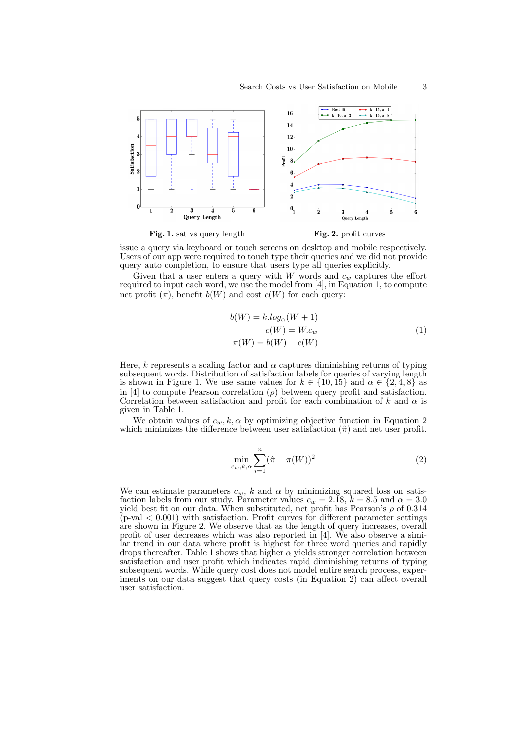**Fig. 1.** sat vs query length

**Fig. 2.** profit curves

issue a query via keyboard or touch screens on desktop and mobile respectively. Users of our app were required to touch type their queries and we did not provide query auto completion, to ensure that users type all queries explicitly.

Given that a user enters a query with $W$ words and $c_w$ captures the effort required to input each word, we use the model from [4], in Equation 1, to compute net profit ($\pi$), benefit $b(W)$ and cost $c(W)$ for each query:

$$
\begin{aligned}
b(W) &= k.log_{\alpha}(W+1) \\
c(W) &= W.c_w \\
\pi(W) &= b(W) - c(W)
\end{aligned}
\tag{1}
$$

Here, $k$ represents a scaling factor and $\alpha$ captures diminishing returns of typing subsequent words. Distribution of satisfaction labels for queries of varying length is shown in Figure 1. We use same values for $k \in \{10, 15\}$ and $\alpha \in \{2, 4, 8\}$ as in [4] to compute Pearson correlation ($\rho$) between query profit and satisfaction. Correlation between satisfaction and profit for each combination of $k$ and $\alpha$ is given in Table 1.

We obtain values of $c_w, k, \alpha$ by optimizing objective function in Equation 2 which minimizes the difference between user satisfaction ($\hat{\pi}$) and net user profit.

$$
\min_{c_w,k,\alpha} \sum_{i=1}^{n} (\hat{\pi} - \pi(W))^2 \tag{2}
$$

We can estimate parameters $c_w$, $k$ and $\alpha$ by minimizing squared loss on satisfaction labels from our study. Parameter values $c_w = 2.18$, $k = 8.5$ and $\alpha = 3.0$ yield best fit on our data. When substituted, net profit has Pearson's $\rho$ of 0.314 (p-val $< 0.001$) with satisfaction. Profit curves for different parameter settings are shown in Figure 2. We observe that as the length of query increases, overall profit of user decreases which was also reported in [4]. We also observe a similar trend in our data where profit is highest for three word queries and rapidly drops thereafter. Table 1 shows that higher $\alpha$ yields stronger correlation between satisfaction and user profit which indicates rapid diminishing returns of typing subsequent words. While query cost does not model entire search process, experiments on our data suggest that query costs (in Equation 2) can affect overall user satisfaction.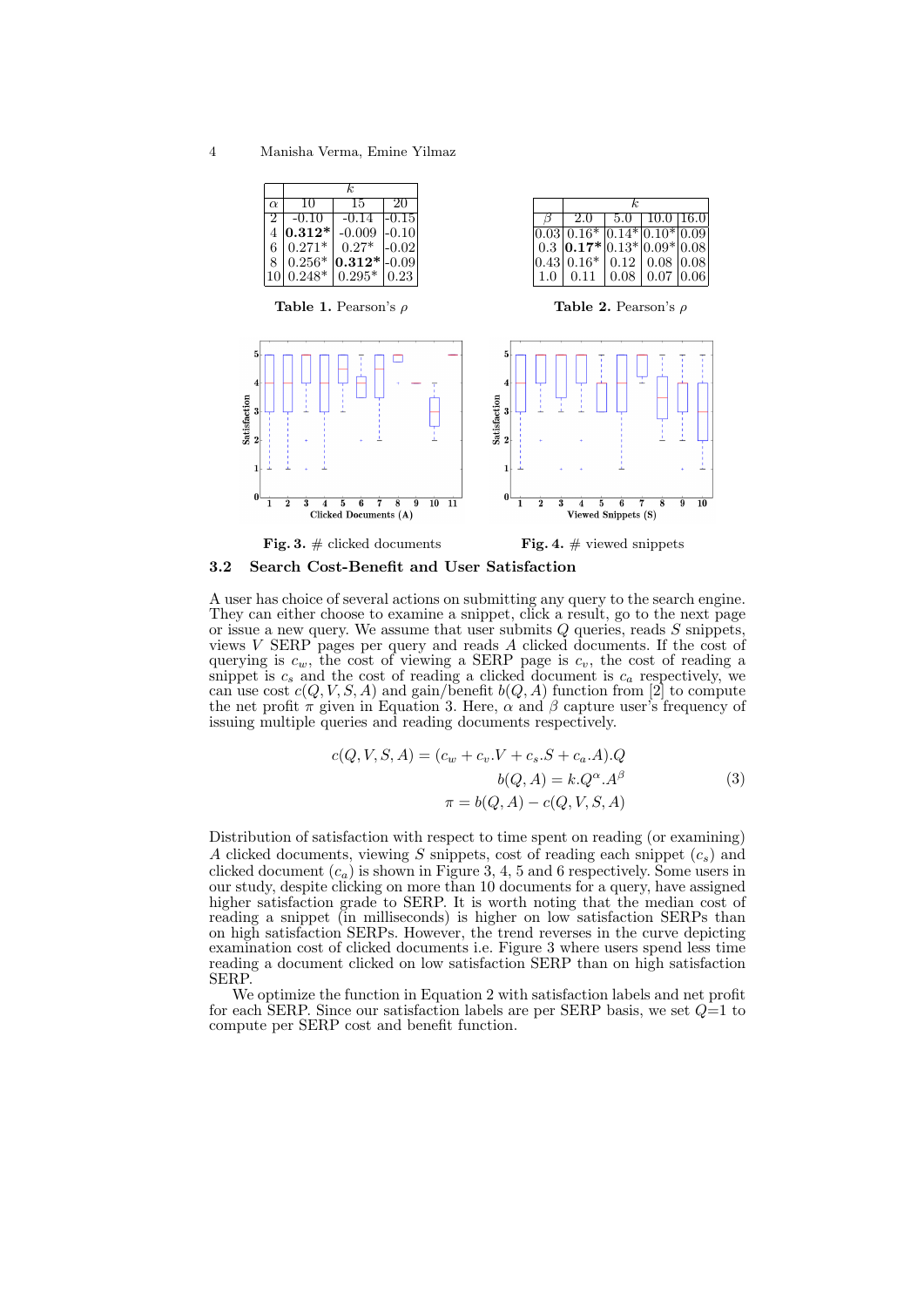| | $k$ | | |
|---|---|---|---|
| $\alpha$ | 10 | 15 | 20 |
| 2 | -0.10 | -0.14 | -0.15 |
| 4 | **0.312*** | -0.009 | -0.10 |
| 6 | 0.271* | 0.27* | -0.02 |
| 8 | 0.256* | **0.312*** | -0.09 |
| 10 | 0.248* | 0.295* | 0.23 |

**Table 1.** Pearson's $\rho$

| | $k$ | | | |
|---|---|---|---|---|
| $\beta$ | 2.0 | 5.0 | 10.0 | 16.0 |
| 0.03 | 0.16* | 0.14* | 0.10* | 0.09 |
| 0.3 | **0.17*** | 0.13* | 0.09* | 0.08 |
| 0.43 | 0.16* | 0.12 | 0.08 | 0.08 |
| 1.0 | 0.11 | 0.08 | 0.07 | 0.06 |

**Table 2.** Pearson's $\rho$

**Fig. 3.** # clicked documents

**Fig. 4.** # viewed snippets

### 3.2 Search Cost-Benefit and User Satisfaction

A user has choice of several actions on submitting any query to the search engine. They can either choose to examine a snippet, click a result, go to the next page or issue a new query. We assume that user submits $Q$ queries, reads $S$ snippets, views $V$ SERP pages per query and reads $A$ clicked documents. If the cost of querying is $c_w$, the cost of viewing a SERP page is $c_v$, the cost of reading a snippet is $c_s$ and the cost of reading a clicked document is $c_a$ respectively, we can use cost $c(Q, V, S, A)$ and gain/benefit $b(Q, A)$ function from [2] to compute the net profit $\pi$ given in Equation 3. Here, $\alpha$ and $\beta$ capture user's frequency of issuing multiple queries and reading documents respectively.

$$
\begin{aligned}
c(Q, V, S, A) &= (c_w + c_v.V + c_s.S + c_a.A).Q \\
b(Q, A) &= k.Q^{\alpha}.A^{\beta} \\
\pi &= b(Q, A) - c(Q, V, S, A)
\end{aligned}
\tag{3}
$$

Distribution of satisfaction with respect to time spent on reading (or examining) $A$ clicked documents, viewing $S$ snippets, cost of reading each snippet ($c_s$) and clicked document ($c_a$) is shown in Figure 3, 4, 5 and 6 respectively. Some users in our study, despite clicking on more than 10 documents for a query, have assigned higher satisfaction grade to SERP. It is worth noting that the median cost of reading a snippet (in milliseconds) is higher on low satisfaction SERPs than on high satisfaction SERPs. However, the trend reverses in the curve depicting examination cost of clicked documents i.e. Figure 3 where users spend less time reading a document clicked on low satisfaction SERP than on high satisfaction SERP.

We optimize the function in Equation 2 with satisfaction labels and net profit for each SERP. Since our satisfaction labels are per SERP basis, we set $Q$=1 to compute per SERP cost and benefit function.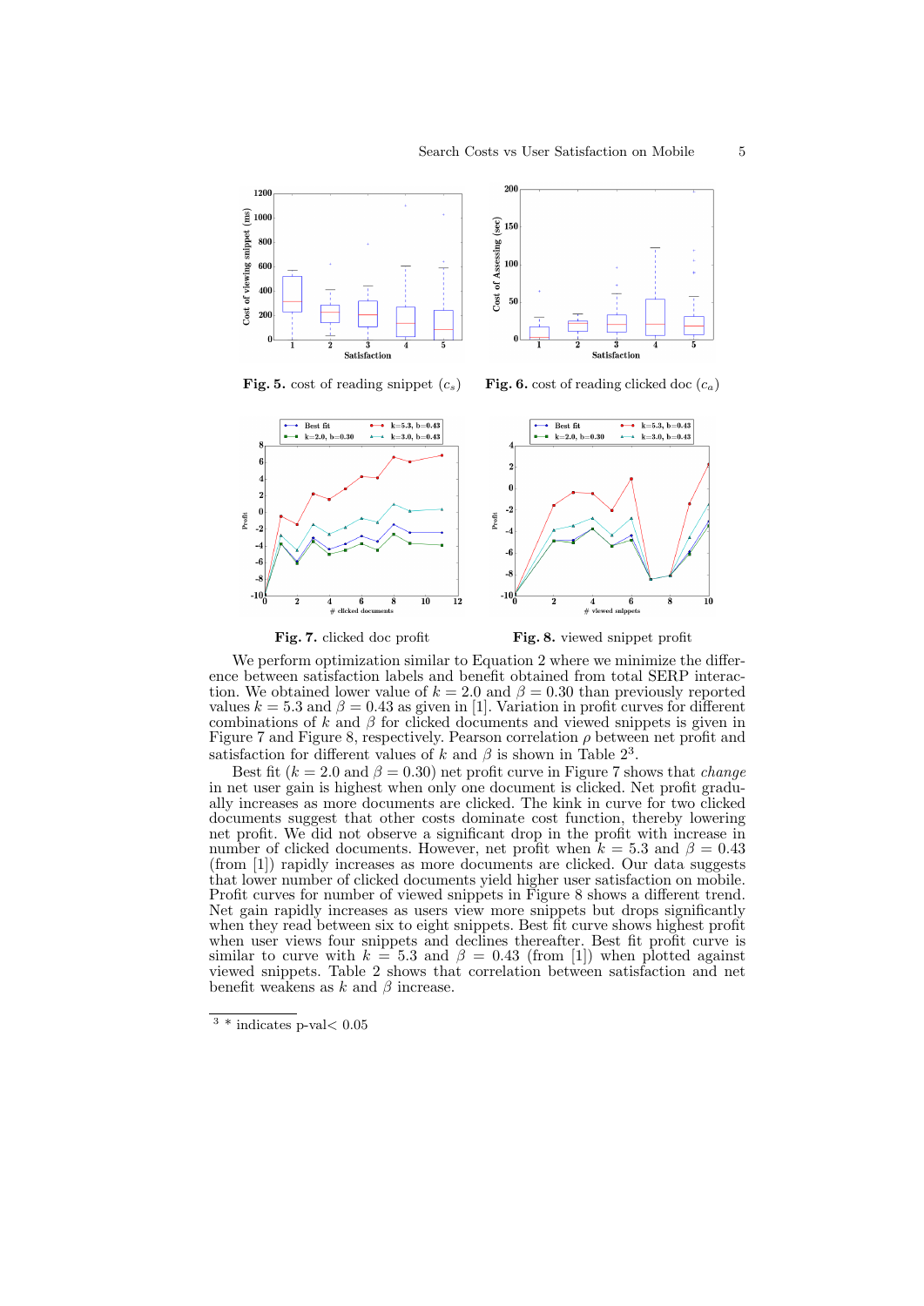Fig. 5. cost of reading snippet ($c_s$)

Fig. 6. cost of reading clicked doc ($c_a$)

Fig. 7. clicked doc profit

Fig. 8. viewed snippet profit

We perform optimization similar to Equation 2 where we minimize the difference between satisfaction labels and benefit obtained from total SERP interaction. We obtained lower value of $k = 2.0$ and $\beta = 0.30$ than previously reported values $k = 5.3$ and $\beta = 0.43$ as given in [1]. Variation in profit curves for different combinations of $k$ and $\beta$ for clicked documents and viewed snippets is given in Figure 7 and Figure 8, respectively. Pearson correlation $\rho$ between net profit and satisfaction for different values of $k$ and $\beta$ is shown in Table 2[3].

Best fit ($k = 2.0$ and $\beta = 0.30$) net profit curve in Figure 7 shows that *change* in net user gain is highest when only one document is clicked. Net profit gradually increases as more documents are clicked. The kink in curve for two clicked documents suggest that other costs dominate cost function, thereby lowering net profit. We did not observe a significant drop in the profit with increase in number of clicked documents. However, net profit when $k = 5.3$ and $\beta = 0.43$ (from [1]) rapidly increases as more documents are clicked. Our data suggests that lower number of clicked documents yield higher user satisfaction on mobile. Profit curves for number of viewed snippets in Figure 8 shows a different trend. Net gain rapidly increases as users view more snippets but drops significantly when they read between six to eight snippets. Best fit curve shows highest profit when user views four snippets and declines thereafter. Best fit profit curve is similar to curve with $k = 5.3$ and $\beta = 0.43$ (from [1]) when plotted against viewed snippets. Table 2 shows that correlation between satisfaction and net benefit weakens as $k$ and $\beta$ increase.

[3] * indicates p-val$< 0.05$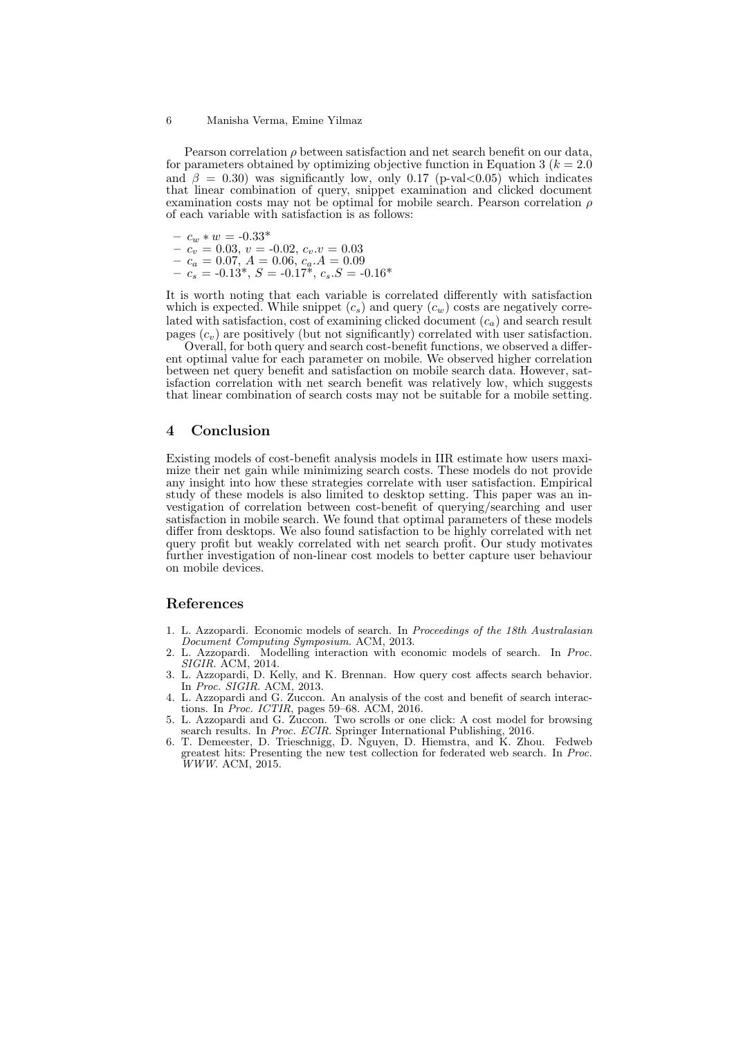Pearson correlation $\rho$ between satisfaction and net search benefit on our data, for parameters obtained by optimizing objective function in Equation 3 ($k = 2.0$ and $\beta = 0.30$) was significantly low, only 0.17 (p-val<0.05) which indicates that linear combination of query, snippet examination and clicked document examination costs may not be optimal for mobile search. Pearson correlation $\rho$ of each variable with satisfaction is as follows:

- $c_w * w$ = -0.33*
- $c_v$ = 0.03, $v$ = -0.02, $c_v.v$ = 0.03
- $c_a$ = 0.07, $A$ = 0.06, $c_a.A$ = 0.09
- $c_s$ = -0.13*, $S$ = -0.17*, $c_s.S$ = -0.16*

It is worth noting that each variable is correlated differently with satisfaction which is expected. While snippet ($c_s$) and query ($c_w$) costs are negatively correlated with satisfaction, cost of examining clicked document ($c_a$) and search result pages ($c_v$) are positively (but not significantly) correlated with user satisfaction.

Overall, for both query and search cost-benefit functions, we observed a different optimal value for each parameter on mobile. We observed higher correlation between net query benefit and satisfaction on mobile search data. However, satisfaction correlation with net search benefit was relatively low, which suggests that linear combination of search costs may not be suitable for a mobile setting.

## 4 Conclusion

Existing models of cost-benefit analysis models in IIR estimate how users maximize their net gain while minimizing search costs. These models do not provide any insight into how these strategies correlate with user satisfaction. Empirical study of these models is also limited to desktop setting. This paper was an investigation of correlation between cost-benefit of querying/searching and user satisfaction in mobile search. We found that optimal parameters of these models differ from desktops. We also found satisfaction to be highly correlated with net query profit but weakly correlated with net search profit. Our study motivates further investigation of non-linear cost models to better capture user behaviour on mobile devices.

## References

1. L. Azzopardi. Economic models of search. In *Proceedings of the 18th Australasian Document Computing Symposium*. ACM, 2013.
2. L. Azzopardi. Modelling interaction with economic models of search. In *Proc. SIGIR*. ACM, 2014.
3. L. Azzopardi, D. Kelly, and K. Brennan. How query cost affects search behavior. In *Proc. SIGIR*. ACM, 2013.
4. L. Azzopardi and G. Zuccon. An analysis of the cost and benefit of search interactions. In *Proc. ICTIR*, pages 59–68. ACM, 2016.
5. L. Azzopardi and G. Zuccon. Two scrolls or one click: A cost model for browsing search results. In *Proc. ECIR*. Springer International Publishing, 2016.
6. T. Demeester, D. Trieschnigg, D. Nguyen, D. Hiemstra, and K. Zhou. Fedweb greatest hits: Presenting the new test collection for federated web search. In *Proc. WWW*. ACM, 2015.